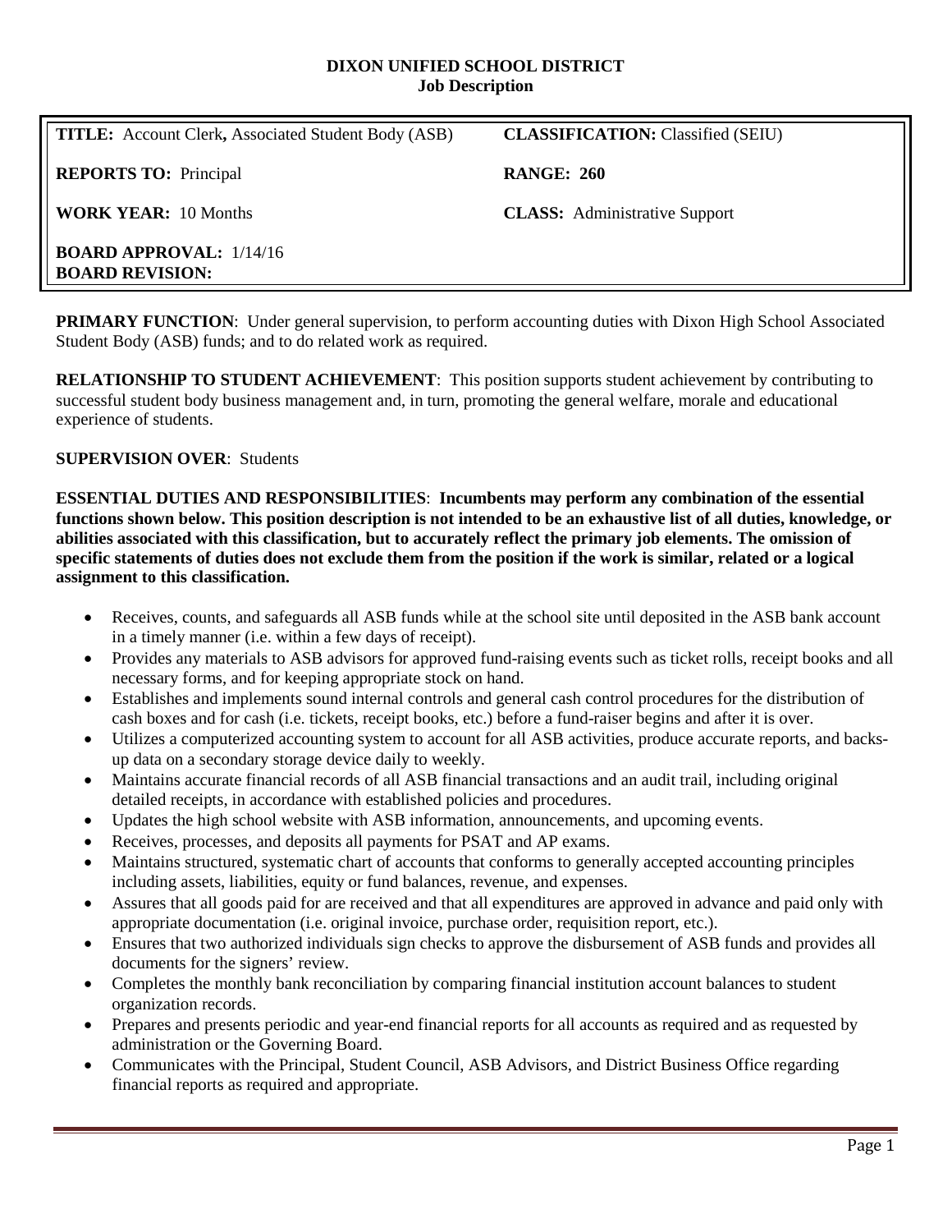**DIXON UNIFIED SCHOOL DISTRICT**
**Job Description**

| | |
|---|---|
| **TITLE:** Account Clerk**,** Associated Student Body (ASB) | **CLASSIFICATION:** Classified (SEIU) |
| **REPORTS TO:** Principal | **RANGE: 260** |
| **WORK YEAR:** 10 Months | **CLASS:** Administrative Support |
| **BOARD APPROVAL:** 1/14/16<br>**BOARD REVISION:** | |

**PRIMARY FUNCTION**: Under general supervision, to perform accounting duties with Dixon High School Associated Student Body (ASB) funds; and to do related work as required.

**RELATIONSHIP TO STUDENT ACHIEVEMENT**: This position supports student achievement by contributing to successful student body business management and, in turn, promoting the general welfare, morale and educational experience of students.

**SUPERVISION OVER**: Students

**ESSENTIAL DUTIES AND RESPONSIBILITIES**: **Incumbents may perform any combination of the essential functions shown below. This position description is not intended to be an exhaustive list of all duties, knowledge, or abilities associated with this classification, but to accurately reflect the primary job elements. The omission of specific statements of duties does not exclude them from the position if the work is similar, related or a logical assignment to this classification.**

- Receives, counts, and safeguards all ASB funds while at the school site until deposited in the ASB bank account in a timely manner (i.e. within a few days of receipt).
- Provides any materials to ASB advisors for approved fund-raising events such as ticket rolls, receipt books and all necessary forms, and for keeping appropriate stock on hand.
- Establishes and implements sound internal controls and general cash control procedures for the distribution of cash boxes and for cash (i.e. tickets, receipt books, etc.) before a fund-raiser begins and after it is over.
- Utilizes a computerized accounting system to account for all ASB activities, produce accurate reports, and backs-up data on a secondary storage device daily to weekly.
- Maintains accurate financial records of all ASB financial transactions and an audit trail, including original detailed receipts, in accordance with established policies and procedures.
- Updates the high school website with ASB information, announcements, and upcoming events.
- Receives, processes, and deposits all payments for PSAT and AP exams.
- Maintains structured, systematic chart of accounts that conforms to generally accepted accounting principles including assets, liabilities, equity or fund balances, revenue, and expenses.
- Assures that all goods paid for are received and that all expenditures are approved in advance and paid only with appropriate documentation (i.e. original invoice, purchase order, requisition report, etc.).
- Ensures that two authorized individuals sign checks to approve the disbursement of ASB funds and provides all documents for the signers' review.
- Completes the monthly bank reconciliation by comparing financial institution account balances to student organization records.
- Prepares and presents periodic and year-end financial reports for all accounts as required and as requested by administration or the Governing Board.
- Communicates with the Principal, Student Council, ASB Advisors, and District Business Office regarding financial reports as required and appropriate.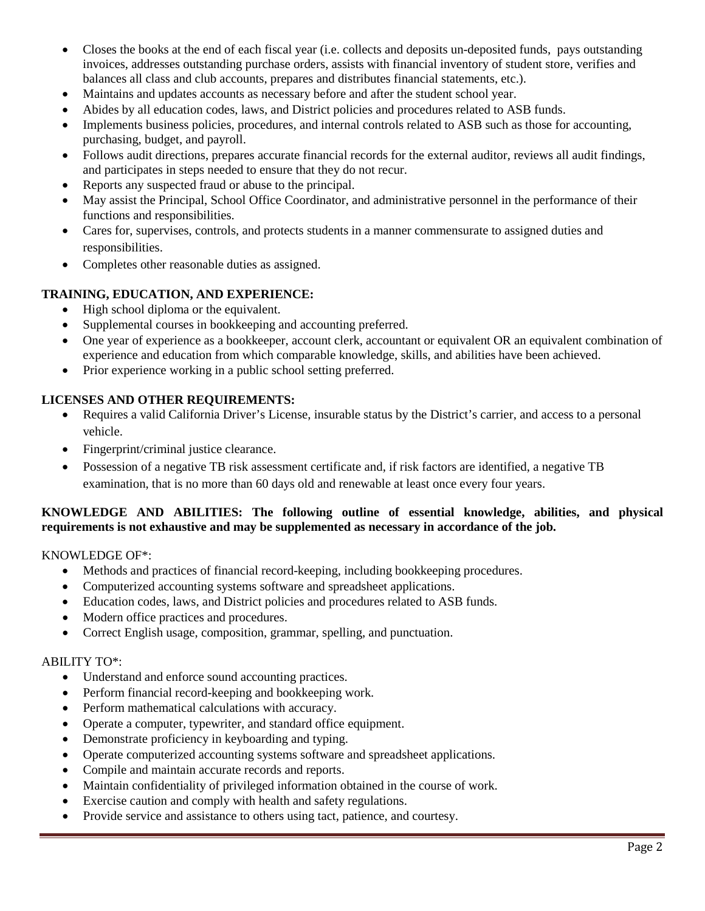- Closes the books at the end of each fiscal year (i.e. collects and deposits un-deposited funds, pays outstanding invoices, addresses outstanding purchase orders, assists with financial inventory of student store, verifies and balances all class and club accounts, prepares and distributes financial statements, etc.).
- Maintains and updates accounts as necessary before and after the student school year.
- Abides by all education codes, laws, and District policies and procedures related to ASB funds.
- Implements business policies, procedures, and internal controls related to ASB such as those for accounting, purchasing, budget, and payroll.
- Follows audit directions, prepares accurate financial records for the external auditor, reviews all audit findings, and participates in steps needed to ensure that they do not recur.
- Reports any suspected fraud or abuse to the principal.
- May assist the Principal, School Office Coordinator, and administrative personnel in the performance of their functions and responsibilities.
- Cares for, supervises, controls, and protects students in a manner commensurate to assigned duties and responsibilities.
- Completes other reasonable duties as assigned.

**TRAINING, EDUCATION, AND EXPERIENCE:**

- High school diploma or the equivalent.
- Supplemental courses in bookkeeping and accounting preferred.
- One year of experience as a bookkeeper, account clerk, accountant or equivalent OR an equivalent combination of experience and education from which comparable knowledge, skills, and abilities have been achieved.
- Prior experience working in a public school setting preferred.

**LICENSES AND OTHER REQUIREMENTS:**

- Requires a valid California Driver's License, insurable status by the District's carrier, and access to a personal vehicle.
- Fingerprint/criminal justice clearance.
- Possession of a negative TB risk assessment certificate and, if risk factors are identified, a negative TB examination, that is no more than 60 days old and renewable at least once every four years.

**KNOWLEDGE AND ABILITIES: The following outline of essential knowledge, abilities, and physical requirements is not exhaustive and may be supplemented as necessary in accordance of the job.**

KNOWLEDGE OF*:

- Methods and practices of financial record-keeping, including bookkeeping procedures.
- Computerized accounting systems software and spreadsheet applications.
- Education codes, laws, and District policies and procedures related to ASB funds.
- Modern office practices and procedures.
- Correct English usage, composition, grammar, spelling, and punctuation.

ABILITY TO*:

- Understand and enforce sound accounting practices.
- Perform financial record-keeping and bookkeeping work.
- Perform mathematical calculations with accuracy.
- Operate a computer, typewriter, and standard office equipment.
- Demonstrate proficiency in keyboarding and typing.
- Operate computerized accounting systems software and spreadsheet applications.
- Compile and maintain accurate records and reports.
- Maintain confidentiality of privileged information obtained in the course of work.
- Exercise caution and comply with health and safety regulations.
- Provide service and assistance to others using tact, patience, and courtesy.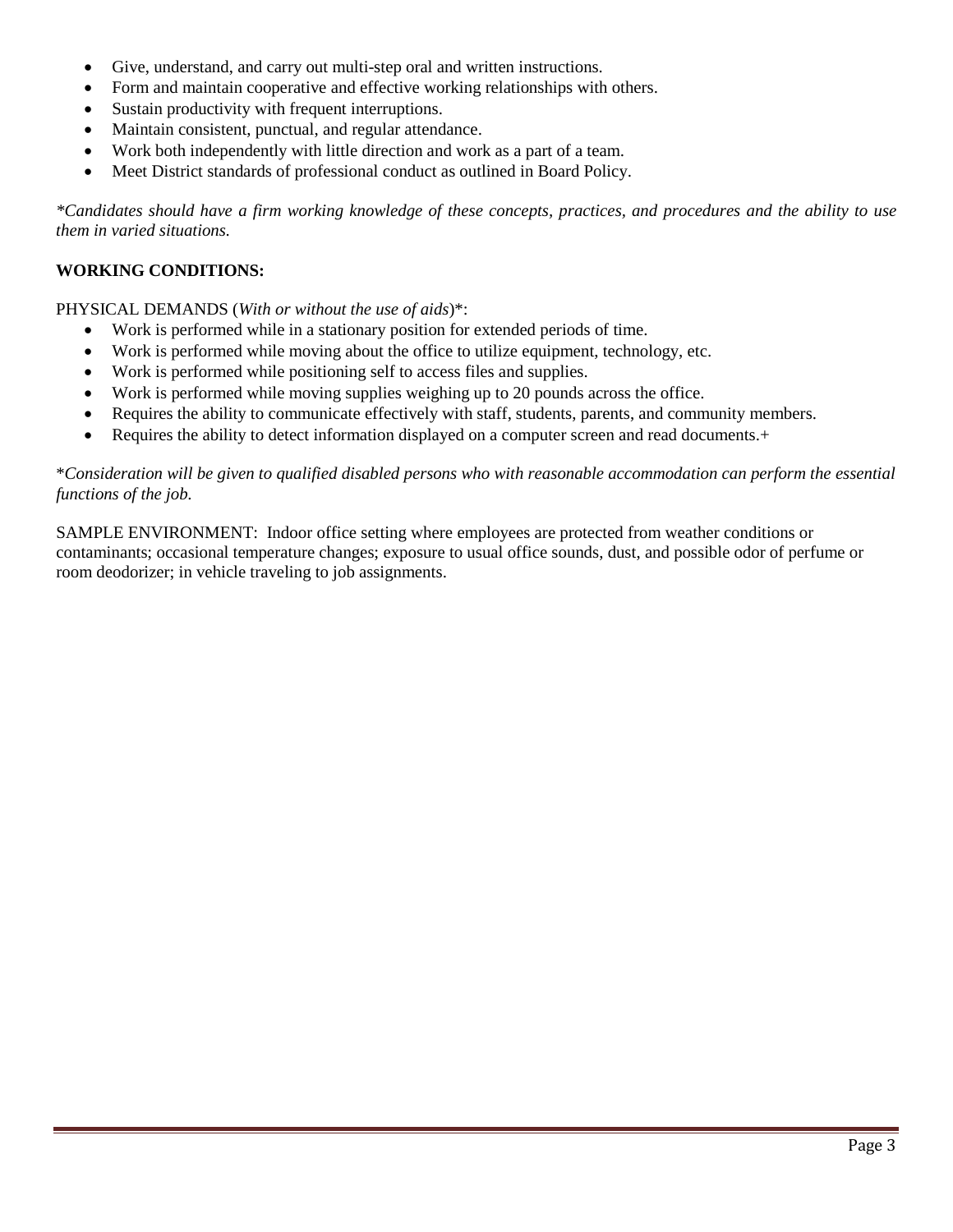- Give, understand, and carry out multi-step oral and written instructions.
- Form and maintain cooperative and effective working relationships with others.
- Sustain productivity with frequent interruptions.
- Maintain consistent, punctual, and regular attendance.
- Work both independently with little direction and work as a part of a team.
- Meet District standards of professional conduct as outlined in Board Policy.

*\*Candidates should have a firm working knowledge of these concepts, practices, and procedures and the ability to use them in varied situations.*

**WORKING CONDITIONS:**

PHYSICAL DEMANDS (*With or without the use of aids*)*:

- Work is performed while in a stationary position for extended periods of time.
- Work is performed while moving about the office to utilize equipment, technology, etc.
- Work is performed while positioning self to access files and supplies.
- Work is performed while moving supplies weighing up to 20 pounds across the office.
- Requires the ability to communicate effectively with staff, students, parents, and community members.
- Requires the ability to detect information displayed on a computer screen and read documents.+

*\*Consideration will be given to qualified disabled persons who with reasonable accommodation can perform the essential functions of the job.*

SAMPLE ENVIRONMENT: Indoor office setting where employees are protected from weather conditions or contaminants; occasional temperature changes; exposure to usual office sounds, dust, and possible odor of perfume or room deodorizer; in vehicle traveling to job assignments.